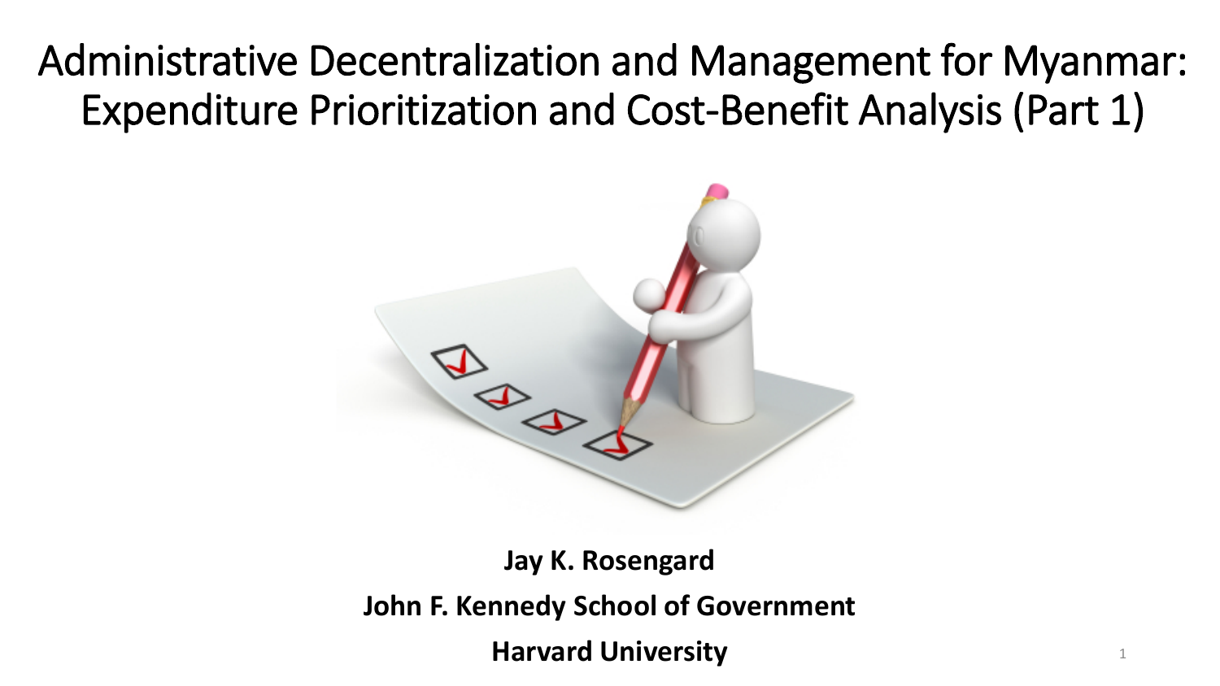# Administrative Decentralization and Management for Myanmar: Expenditure Prioritization and Cost-Benefit Analysis (Part 1)

**Jay K. Rosengard**

**John F. Kennedy School of Government**

**Harvard University**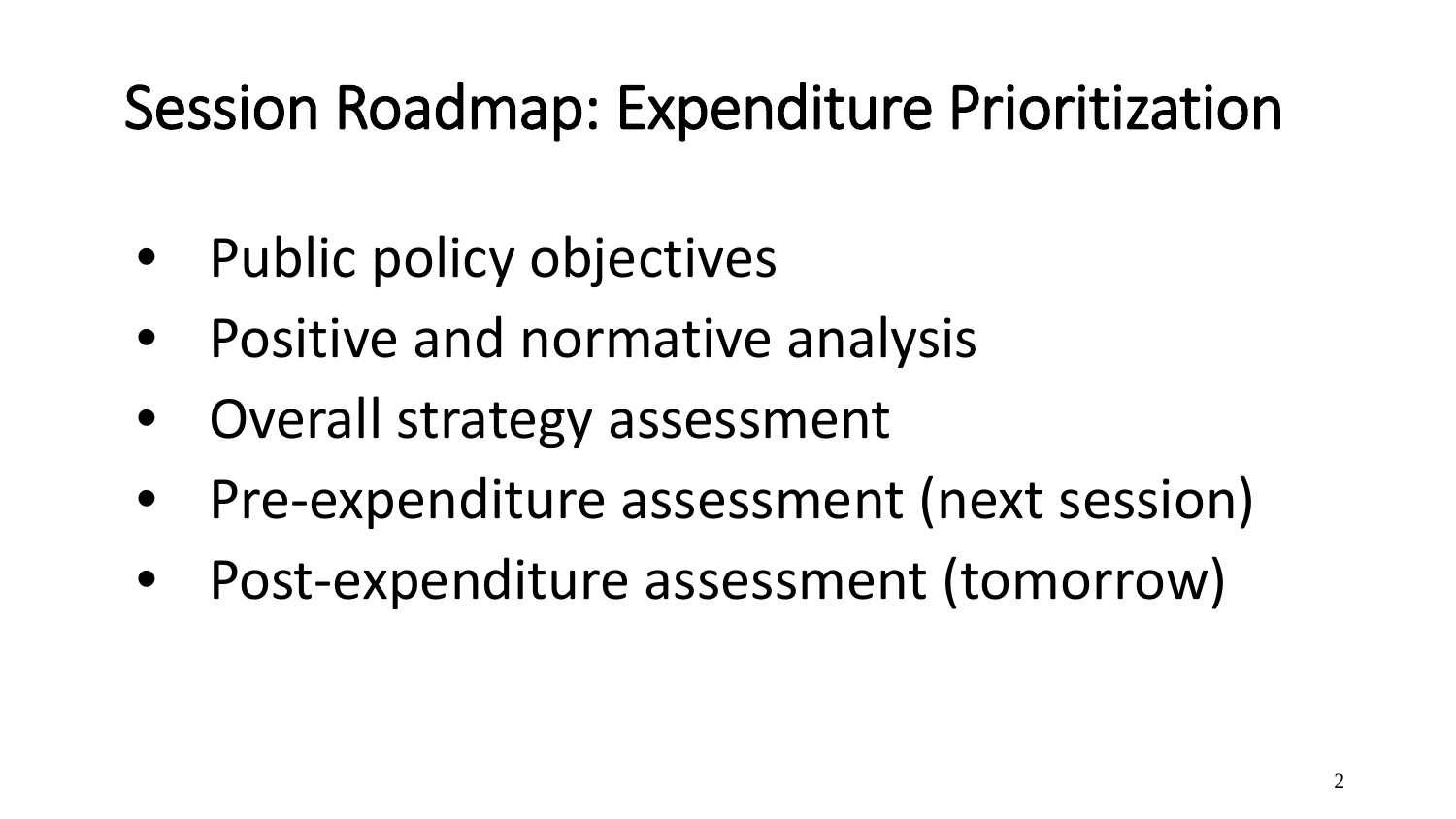# Session Roadmap: Expenditure Prioritization

- Public policy objectives
- Positive and normative analysis
- Overall strategy assessment
- Pre-expenditure assessment (next session)
- Post-expenditure assessment (tomorrow)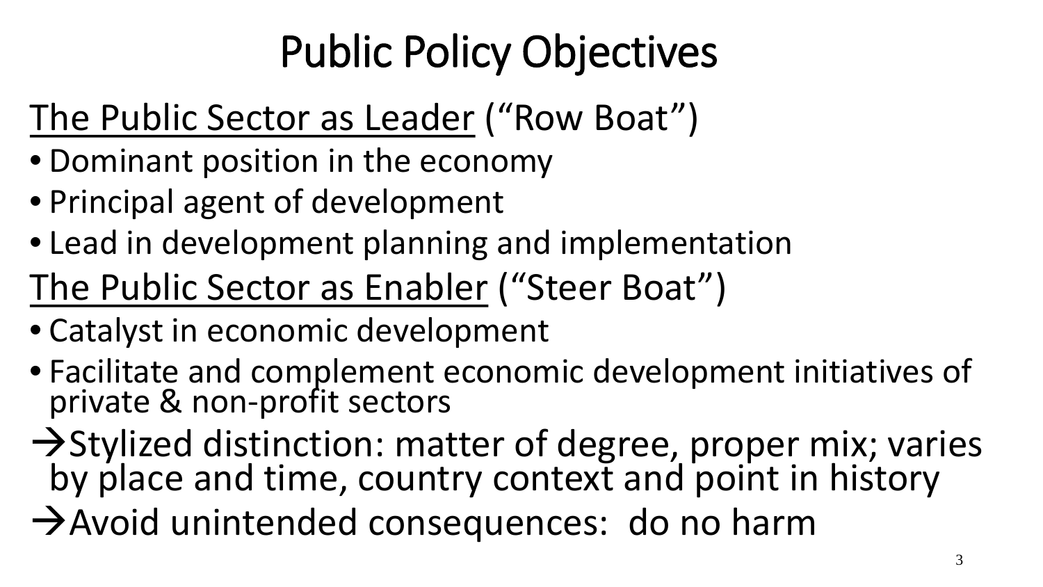# Public Policy Objectives

<u>The Public Sector as Leader</u> ("Row Boat")

- Dominant position in the economy
- Principal agent of development
- Lead in development planning and implementation

<u>The Public Sector as Enabler</u> ("Steer Boat")

- Catalyst in economic development
- Facilitate and complement economic development initiatives of private & non-profit sectors

→Stylized distinction: matter of degree, proper mix; varies by place and time, country context and point in history

→Avoid unintended consequences: do no harm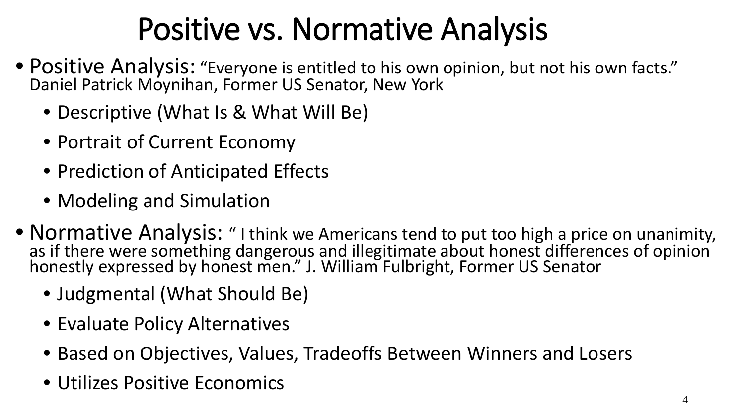# Positive vs. Normative Analysis

- Positive Analysis: "Everyone is entitled to his own opinion, but not his own facts." Daniel Patrick Moynihan, Former US Senator, New York
  - Descriptive (What Is & What Will Be)
  - Portrait of Current Economy
  - Prediction of Anticipated Effects
  - Modeling and Simulation
- Normative Analysis: " I think we Americans tend to put too high a price on unanimity, as if there were something dangerous and illegitimate about honest differences of opinion honestly expressed by honest men." J. William Fulbright, Former US Senator
  - Judgmental (What Should Be)
  - Evaluate Policy Alternatives
  - Based on Objectives, Values, Tradeoffs Between Winners and Losers
  - Utilizes Positive Economics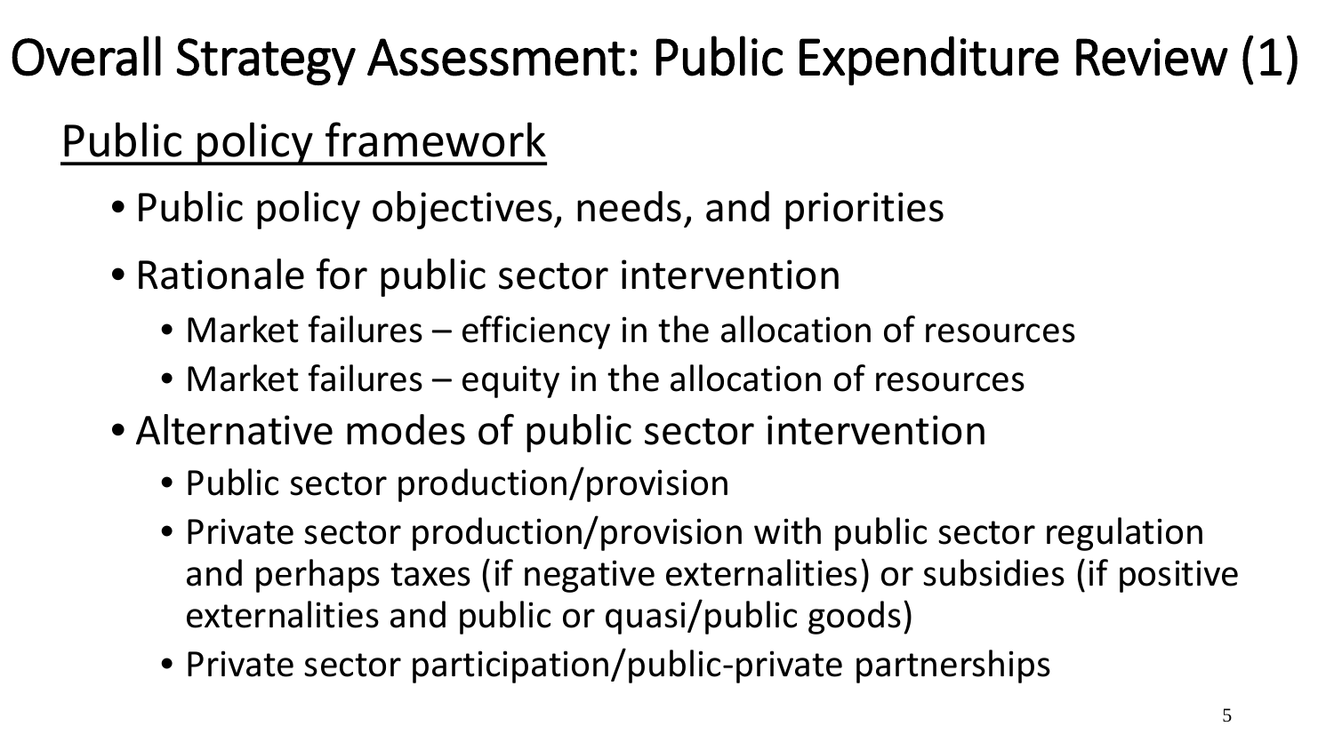# Overall Strategy Assessment: Public Expenditure Review (1)

## Public policy framework

- Public policy objectives, needs, and priorities
- Rationale for public sector intervention
  - Market failures – efficiency in the allocation of resources
  - Market failures – equity in the allocation of resources
- Alternative modes of public sector intervention
  - Public sector production/provision
  - Private sector production/provision with public sector regulation and perhaps taxes (if negative externalities) or subsidies (if positive externalities and public or quasi/public goods)
  - Private sector participation/public-private partnerships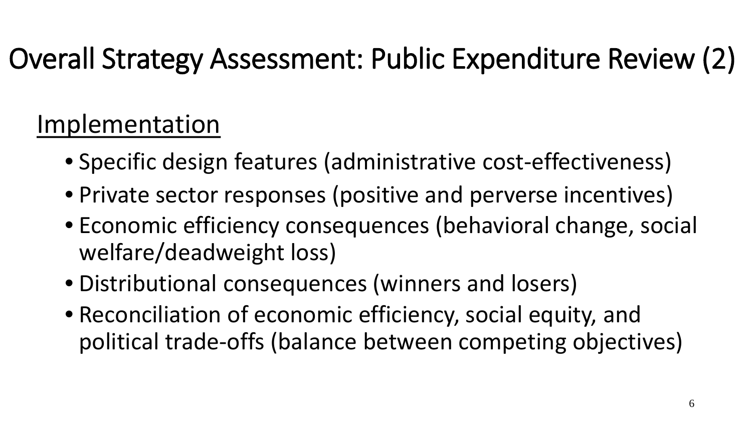# Overall Strategy Assessment: Public Expenditure Review (2)

## Implementation

- Specific design features (administrative cost-effectiveness)
- Private sector responses (positive and perverse incentives)
- Economic efficiency consequences (behavioral change, social welfare/deadweight loss)
- Distributional consequences (winners and losers)
- Reconciliation of economic efficiency, social equity, and political trade-offs (balance between competing objectives)